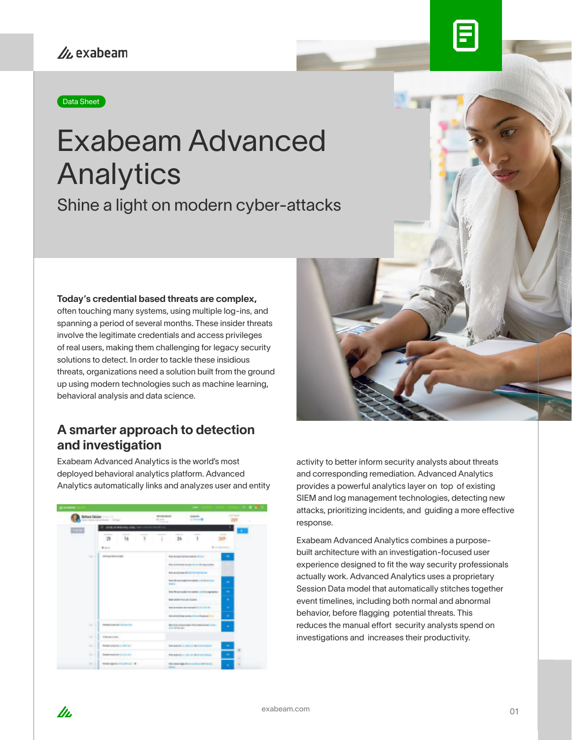exabeam

Data Sheet

# Exabeam Advanced Analytics

Shine a light on modern cyber-attacks

**Today's credential based threats are complex,** often touching many systems, using multiple log-ins, and spanning a period of several months. These insider threats involve the legitimate credentials and access privileges of real users, making them challenging for legacy security solutions to detect. In order to tackle these insidious threats, organizations need a solution built from the ground up using modern technologies such as machine learning, behavioral analysis and data science.

## A smarter approach to detection and investigation

Exabeam Advanced Analytics is the world's most deployed behavioral analytics platform. Advanced Analytics automatically links and analyzes user and entity activity to better inform security analysts about threats and corresponding remediation. Advanced Analytics provides a powerful analytics layer on top of existing SIEM and log management technologies, detecting new attacks, prioritizing incidents, and guiding a more effective response.

Exabeam Advanced Analytics combines a purpose-built architecture with an investigation-focused user experience designed to fit the way security professionals actually work. Advanced Analytics uses a proprietary Session Data model that automatically stitches together event timelines, including both normal and abnormal behavior, before flagging potential threats. This reduces the manual effort security analysts spend on investigations and increases their productivity.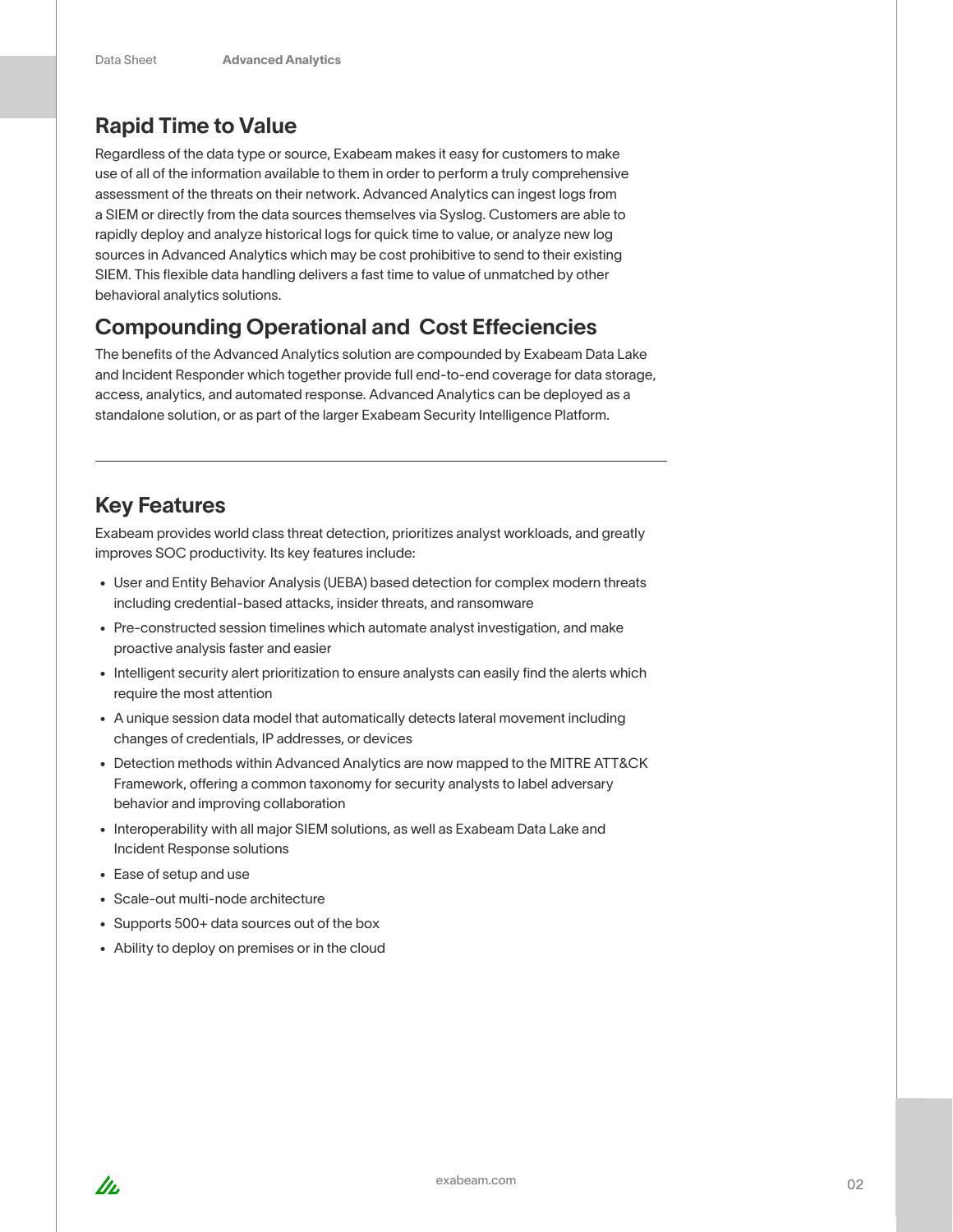## Rapid Time to Value

Regardless of the data type or source, Exabeam makes it easy for customers to make use of all of the information available to them in order to perform a truly comprehensive assessment of the threats on their network. Advanced Analytics can ingest logs from a SIEM or directly from the data sources themselves via Syslog. Customers are able to rapidly deploy and analyze historical logs for quick time to value, or analyze new log sources in Advanced Analytics which may be cost prohibitive to send to their existing SIEM. This flexible data handling delivers a fast time to value of unmatched by other behavioral analytics solutions.

## Compounding Operational and Cost Effeciencies

The benefits of the Advanced Analytics solution are compounded by Exabeam Data Lake and Incident Responder which together provide full end-to-end coverage for data storage, access, analytics, and automated response. Advanced Analytics can be deployed as a standalone solution, or as part of the larger Exabeam Security Intelligence Platform.

---

## Key Features

Exabeam provides world class threat detection, prioritizes analyst workloads, and greatly improves SOC productivity. Its key features include:

- User and Entity Behavior Analysis (UEBA) based detection for complex modern threats including credential-based attacks, insider threats, and ransomware
- Pre-constructed session timelines which automate analyst investigation, and make proactive analysis faster and easier
- Intelligent security alert prioritization to ensure analysts can easily find the alerts which require the most attention
- A unique session data model that automatically detects lateral movement including changes of credentials, IP addresses, or devices
- Detection methods within Advanced Analytics are now mapped to the MITRE ATT&CK Framework, offering a common taxonomy for security analysts to label adversary behavior and improving collaboration
- Interoperability with all major SIEM solutions, as well as Exabeam Data Lake and Incident Response solutions
- Ease of setup and use
- Scale-out multi-node architecture
- Supports 500+ data sources out of the box
- Ability to deploy on premises or in the cloud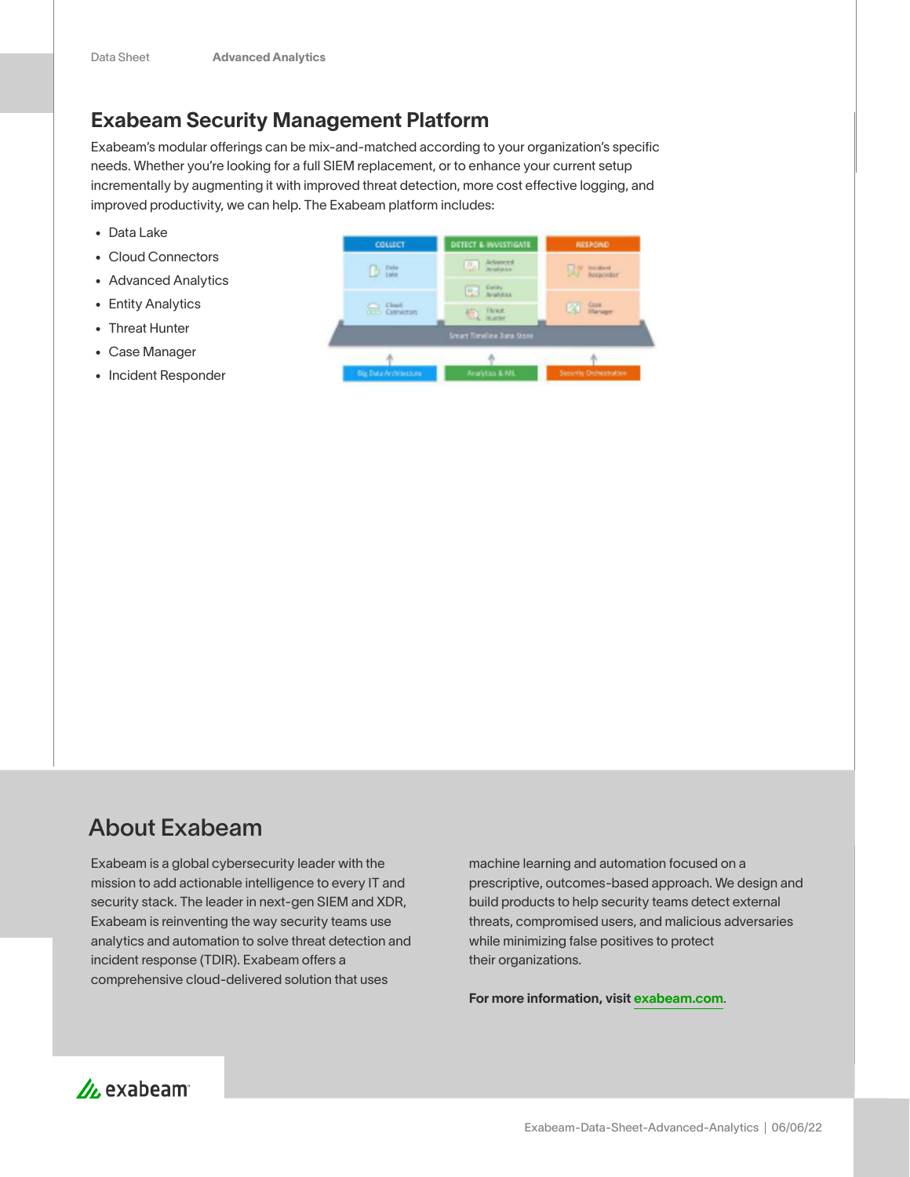## Exabeam Security Management Platform

Exabeam's modular offerings can be mix-and-matched according to your organization's specific needs. Whether you're looking for a full SIEM replacement, or to enhance your current setup incrementally by augmenting it with improved threat detection, more cost effective logging, and improved productivity, we can help. The Exabeam platform includes:

- Data Lake
- Cloud Connectors
- Advanced Analytics
- Entity Analytics
- Threat Hunter
- Case Manager
- Incident Responder

COLLECT
DETECT & INVESTIGATE
RESPOND
Data Lake
Advanced Analytics
Incident Responder
Entity Analytics
Cloud Connectors
Threat Hunter
Case Manager
Smart Timeline Data Store
Big Data Architecture
Analytics & ML
Security Orchestration

## About Exabeam

Exabeam is a global cybersecurity leader with the mission to add actionable intelligence to every IT and security stack. The leader in next-gen SIEM and XDR, Exabeam is reinventing the way security teams use analytics and automation to solve threat detection and incident response (TDIR). Exabeam offers a comprehensive cloud-delivered solution that uses machine learning and automation focused on a prescriptive, outcomes-based approach. We design and build products to help security teams detect external threats, compromised users, and malicious adversaries while minimizing false positives to protect their organizations.

**For more information, visit exabeam.com.**

exabeam

Exabeam-Data-Sheet-Advanced-Analytics | 06/06/22